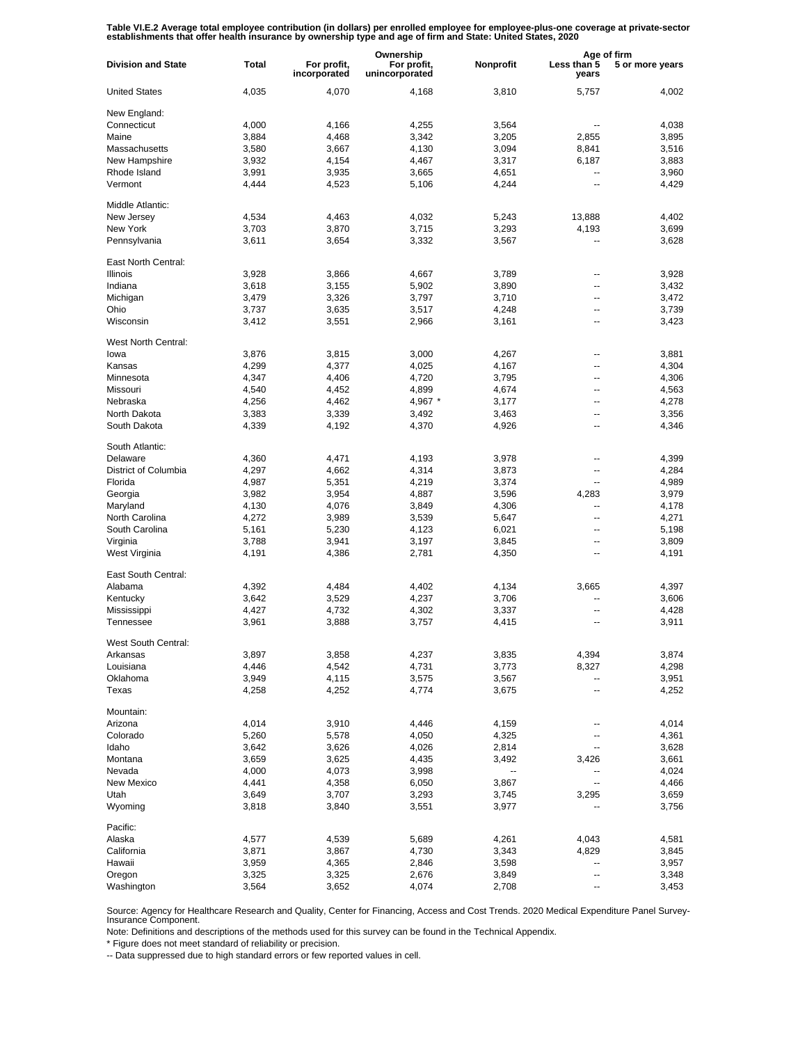**Table VI.E.2 Average total employee contribution (in dollars) per enrolled employee for employee-plus-one coverage at private-sector establishments that offer health insurance by ownership type and age of firm and State: United States, 2020**

| Division and State | Total | Ownership | | | Age of firm | |
|---|---|---|---|---|---|---|
| | | For profit, incorporated | For profit, unincorporated | Nonprofit | Less than 5 years | 5 or more years |
| United States | 4,035 | 4,070 | 4,168 | 3,810 | 5,757 | 4,002 |
| New England: | | | | | | |
| Connecticut | 4,000 | 4,166 | 4,255 | 3,564 | -- | 4,038 |
| Maine | 3,884 | 4,468 | 3,342 | 3,205 | 2,855 | 3,895 |
| Massachusetts | 3,580 | 3,667 | 4,130 | 3,094 | 8,841 | 3,516 |
| New Hampshire | 3,932 | 4,154 | 4,467 | 3,317 | 6,187 | 3,883 |
| Rhode Island | 3,991 | 3,935 | 3,665 | 4,651 | -- | 3,960 |
| Vermont | 4,444 | 4,523 | 5,106 | 4,244 | -- | 4,429 |
| Middle Atlantic: | | | | | | |
| New Jersey | 4,534 | 4,463 | 4,032 | 5,243 | 13,888 | 4,402 |
| New York | 3,703 | 3,870 | 3,715 | 3,293 | 4,193 | 3,699 |
| Pennsylvania | 3,611 | 3,654 | 3,332 | 3,567 | -- | 3,628 |
| East North Central: | | | | | | |
| Illinois | 3,928 | 3,866 | 4,667 | 3,789 | -- | 3,928 |
| Indiana | 3,618 | 3,155 | 5,902 | 3,890 | -- | 3,432 |
| Michigan | 3,479 | 3,326 | 3,797 | 3,710 | -- | 3,472 |
| Ohio | 3,737 | 3,635 | 3,517 | 4,248 | -- | 3,739 |
| Wisconsin | 3,412 | 3,551 | 2,966 | 3,161 | -- | 3,423 |
| West North Central: | | | | | | |
| Iowa | 3,876 | 3,815 | 3,000 | 4,267 | -- | 3,881 |
| Kansas | 4,299 | 4,377 | 4,025 | 4,167 | -- | 4,304 |
| Minnesota | 4,347 | 4,406 | 4,720 | 3,795 | -- | 4,306 |
| Missouri | 4,540 | 4,452 | 4,899 | 4,674 | -- | 4,563 |
| Nebraska | 4,256 | 4,462 | 4,967 * | 3,177 | -- | 4,278 |
| North Dakota | 3,383 | 3,339 | 3,492 | 3,463 | -- | 3,356 |
| South Dakota | 4,339 | 4,192 | 4,370 | 4,926 | -- | 4,346 |
| South Atlantic: | | | | | | |
| Delaware | 4,360 | 4,471 | 4,193 | 3,978 | -- | 4,399 |
| District of Columbia | 4,297 | 4,662 | 4,314 | 3,873 | -- | 4,284 |
| Florida | 4,987 | 5,351 | 4,219 | 3,374 | -- | 4,989 |
| Georgia | 3,982 | 3,954 | 4,887 | 3,596 | 4,283 | 3,979 |
| Maryland | 4,130 | 4,076 | 3,849 | 4,306 | -- | 4,178 |
| North Carolina | 4,272 | 3,989 | 3,539 | 5,647 | -- | 4,271 |
| South Carolina | 5,161 | 5,230 | 4,123 | 6,021 | -- | 5,198 |
| Virginia | 3,788 | 3,941 | 3,197 | 3,845 | -- | 3,809 |
| West Virginia | 4,191 | 4,386 | 2,781 | 4,350 | -- | 4,191 |
| East South Central: | | | | | | |
| Alabama | 4,392 | 4,484 | 4,402 | 4,134 | 3,665 | 4,397 |
| Kentucky | 3,642 | 3,529 | 4,237 | 3,706 | -- | 3,606 |
| Mississippi | 4,427 | 4,732 | 4,302 | 3,337 | -- | 4,428 |
| Tennessee | 3,961 | 3,888 | 3,757 | 4,415 | -- | 3,911 |
| West South Central: | | | | | | |
| Arkansas | 3,897 | 3,858 | 4,237 | 3,835 | 4,394 | 3,874 |
| Louisiana | 4,446 | 4,542 | 4,731 | 3,773 | 8,327 | 4,298 |
| Oklahoma | 3,949 | 4,115 | 3,575 | 3,567 | -- | 3,951 |
| Texas | 4,258 | 4,252 | 4,774 | 3,675 | -- | 4,252 |
| Mountain: | | | | | | |
| Arizona | 4,014 | 3,910 | 4,446 | 4,159 | -- | 4,014 |
| Colorado | 5,260 | 5,578 | 4,050 | 4,325 | -- | 4,361 |
| Idaho | 3,642 | 3,626 | 4,026 | 2,814 | -- | 3,628 |
| Montana | 3,659 | 3,625 | 4,435 | 3,492 | 3,426 | 3,661 |
| Nevada | 4,000 | 4,073 | 3,998 | -- | -- | 4,024 |
| New Mexico | 4,441 | 4,358 | 6,050 | 3,867 | -- | 4,466 |
| Utah | 3,649 | 3,707 | 3,293 | 3,745 | 3,295 | 3,659 |
| Wyoming | 3,818 | 3,840 | 3,551 | 3,977 | -- | 3,756 |
| Pacific: | | | | | | |
| Alaska | 4,577 | 4,539 | 5,689 | 4,261 | 4,043 | 4,581 |
| California | 3,871 | 3,867 | 4,730 | 3,343 | 4,829 | 3,845 |
| Hawaii | 3,959 | 4,365 | 2,846 | 3,598 | -- | 3,957 |
| Oregon | 3,325 | 3,325 | 2,676 | 3,849 | -- | 3,348 |
| Washington | 3,564 | 3,652 | 4,074 | 2,708 | -- | 3,453 |

Source: Agency for Healthcare Research and Quality, Center for Financing, Access and Cost Trends. 2020 Medical Expenditure Panel Survey-Insurance Component.

Note: Definitions and descriptions of the methods used for this survey can be found in the Technical Appendix.

* Figure does not meet standard of reliability or precision.

-- Data suppressed due to high standard errors or few reported values in cell.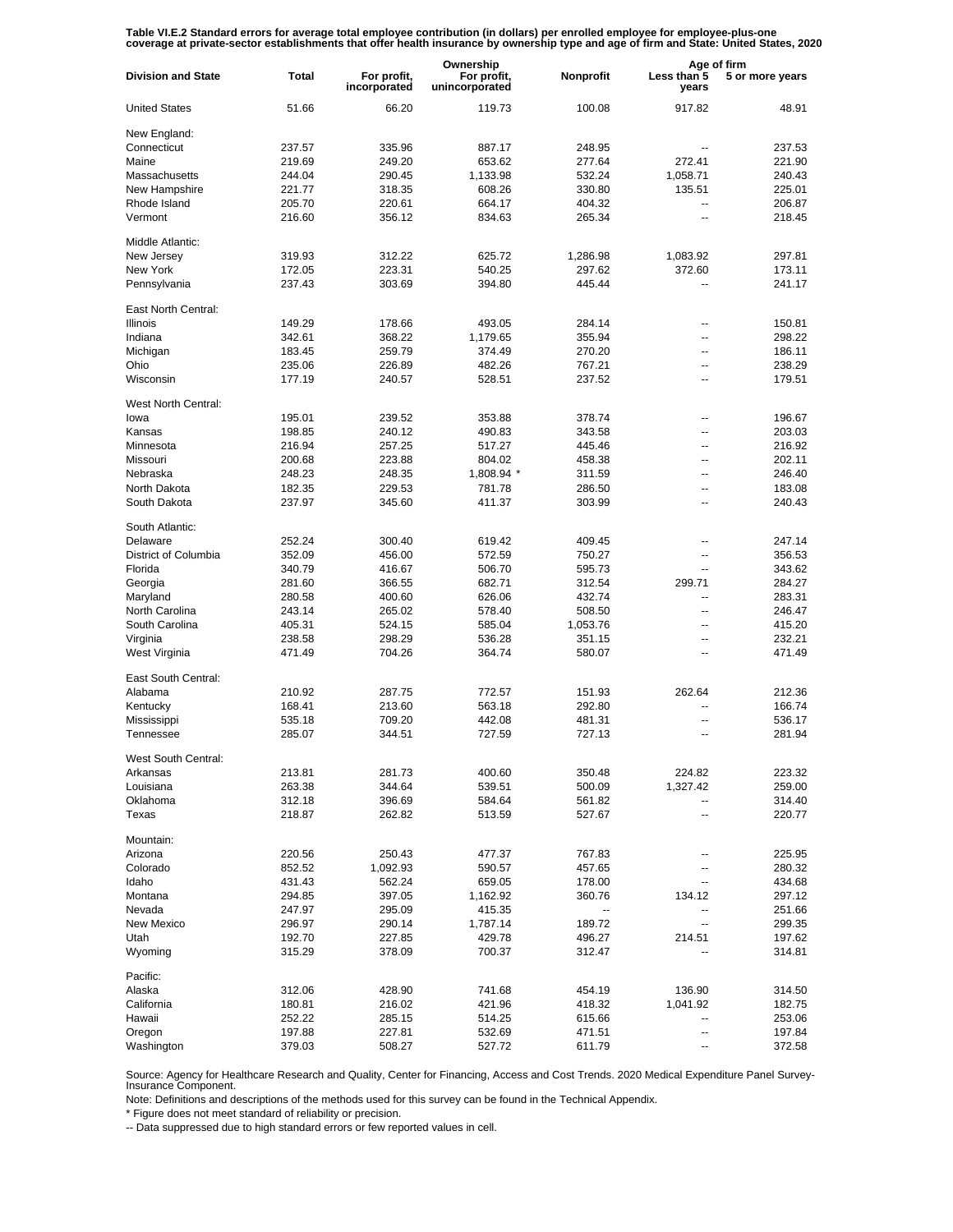**Table VI.E.2 Standard errors for average total employee contribution (in dollars) per enrolled employee for employee-plus-one coverage at private-sector establishments that offer health insurance by ownership type and age of firm and State: United States, 2020**

| Division and State | Total | Ownership | | | Age of firm | |
|---|---|---|---|---|---|---|
| | | For profit, incorporated | For profit, unincorporated | Nonprofit | Less than 5 years | 5 or more years |
| United States | 51.66 | 66.20 | 119.73 | 100.08 | 917.82 | 48.91 |
| New England: | | | | | | |
| Connecticut | 237.57 | 335.96 | 887.17 | 248.95 | -- | 237.53 |
| Maine | 219.69 | 249.20 | 653.62 | 277.64 | 272.41 | 221.90 |
| Massachusetts | 244.04 | 290.45 | 1,133.98 | 532.24 | 1,058.71 | 240.43 |
| New Hampshire | 221.77 | 318.35 | 608.26 | 330.80 | 135.51 | 225.01 |
| Rhode Island | 205.70 | 220.61 | 664.17 | 404.32 | -- | 206.87 |
| Vermont | 216.60 | 356.12 | 834.63 | 265.34 | -- | 218.45 |
| Middle Atlantic: | | | | | | |
| New Jersey | 319.93 | 312.22 | 625.72 | 1,286.98 | 1,083.92 | 297.81 |
| New York | 172.05 | 223.31 | 540.25 | 297.62 | 372.60 | 173.11 |
| Pennsylvania | 237.43 | 303.69 | 394.80 | 445.44 | -- | 241.17 |
| East North Central: | | | | | | |
| Illinois | 149.29 | 178.66 | 493.05 | 284.14 | -- | 150.81 |
| Indiana | 342.61 | 368.22 | 1,179.65 | 355.94 | -- | 298.22 |
| Michigan | 183.45 | 259.79 | 374.49 | 270.20 | -- | 186.11 |
| Ohio | 235.06 | 226.89 | 482.26 | 767.21 | -- | 238.29 |
| Wisconsin | 177.19 | 240.57 | 528.51 | 237.52 | -- | 179.51 |
| West North Central: | | | | | | |
| Iowa | 195.01 | 239.52 | 353.88 | 378.74 | -- | 196.67 |
| Kansas | 198.85 | 240.12 | 490.83 | 343.58 | -- | 203.03 |
| Minnesota | 216.94 | 257.25 | 517.27 | 445.46 | -- | 216.92 |
| Missouri | 200.68 | 223.88 | 804.02 | 458.38 | -- | 202.11 |
| Nebraska | 248.23 | 248.35 | 1,808.94 * | 311.59 | -- | 246.40 |
| North Dakota | 182.35 | 229.53 | 781.78 | 286.50 | -- | 183.08 |
| South Dakota | 237.97 | 345.60 | 411.37 | 303.99 | -- | 240.43 |
| South Atlantic: | | | | | | |
| Delaware | 252.24 | 300.40 | 619.42 | 409.45 | -- | 247.14 |
| District of Columbia | 352.09 | 456.00 | 572.59 | 750.27 | -- | 356.53 |
| Florida | 340.79 | 416.67 | 506.70 | 595.73 | -- | 343.62 |
| Georgia | 281.60 | 366.55 | 682.71 | 312.54 | 299.71 | 284.27 |
| Maryland | 280.58 | 400.60 | 626.06 | 432.74 | -- | 283.31 |
| North Carolina | 243.14 | 265.02 | 578.40 | 508.50 | -- | 246.47 |
| South Carolina | 405.31 | 524.15 | 585.04 | 1,053.76 | -- | 415.20 |
| Virginia | 238.58 | 298.29 | 536.28 | 351.15 | -- | 232.21 |
| West Virginia | 471.49 | 704.26 | 364.74 | 580.07 | -- | 471.49 |
| East South Central: | | | | | | |
| Alabama | 210.92 | 287.75 | 772.57 | 151.93 | 262.64 | 212.36 |
| Kentucky | 168.41 | 213.60 | 563.18 | 292.80 | -- | 166.74 |
| Mississippi | 535.18 | 709.20 | 442.08 | 481.31 | -- | 536.17 |
| Tennessee | 285.07 | 344.51 | 727.59 | 727.13 | -- | 281.94 |
| West South Central: | | | | | | |
| Arkansas | 213.81 | 281.73 | 400.60 | 350.48 | 224.82 | 223.32 |
| Louisiana | 263.38 | 344.64 | 539.51 | 500.09 | 1,327.42 | 259.00 |
| Oklahoma | 312.18 | 396.69 | 584.64 | 561.82 | -- | 314.40 |
| Texas | 218.87 | 262.82 | 513.59 | 527.67 | -- | 220.77 |
| Mountain: | | | | | | |
| Arizona | 220.56 | 250.43 | 477.37 | 767.83 | -- | 225.95 |
| Colorado | 852.52 | 1,092.93 | 590.57 | 457.65 | -- | 280.32 |
| Idaho | 431.43 | 562.24 | 659.05 | 178.00 | -- | 434.68 |
| Montana | 294.85 | 397.05 | 1,162.92 | 360.76 | 134.12 | 297.12 |
| Nevada | 247.97 | 295.09 | 415.35 | -- | -- | 251.66 |
| New Mexico | 296.97 | 290.14 | 1,787.14 | 189.72 | -- | 299.35 |
| Utah | 192.70 | 227.85 | 429.78 | 496.27 | 214.51 | 197.62 |
| Wyoming | 315.29 | 378.09 | 700.37 | 312.47 | -- | 314.81 |
| Pacific: | | | | | | |
| Alaska | 312.06 | 428.90 | 741.68 | 454.19 | 136.90 | 314.50 |
| California | 180.81 | 216.02 | 421.96 | 418.32 | 1,041.92 | 182.75 |
| Hawaii | 252.22 | 285.15 | 514.25 | 615.66 | -- | 253.06 |
| Oregon | 197.88 | 227.81 | 532.69 | 471.51 | -- | 197.84 |
| Washington | 379.03 | 508.27 | 527.72 | 611.79 | -- | 372.58 |

Source: Agency for Healthcare Research and Quality, Center for Financing, Access and Cost Trends. 2020 Medical Expenditure Panel Survey-Insurance Component.

Note: Definitions and descriptions of the methods used for this survey can be found in the Technical Appendix.

* Figure does not meet standard of reliability or precision.

-- Data suppressed due to high standard errors or few reported values in cell.